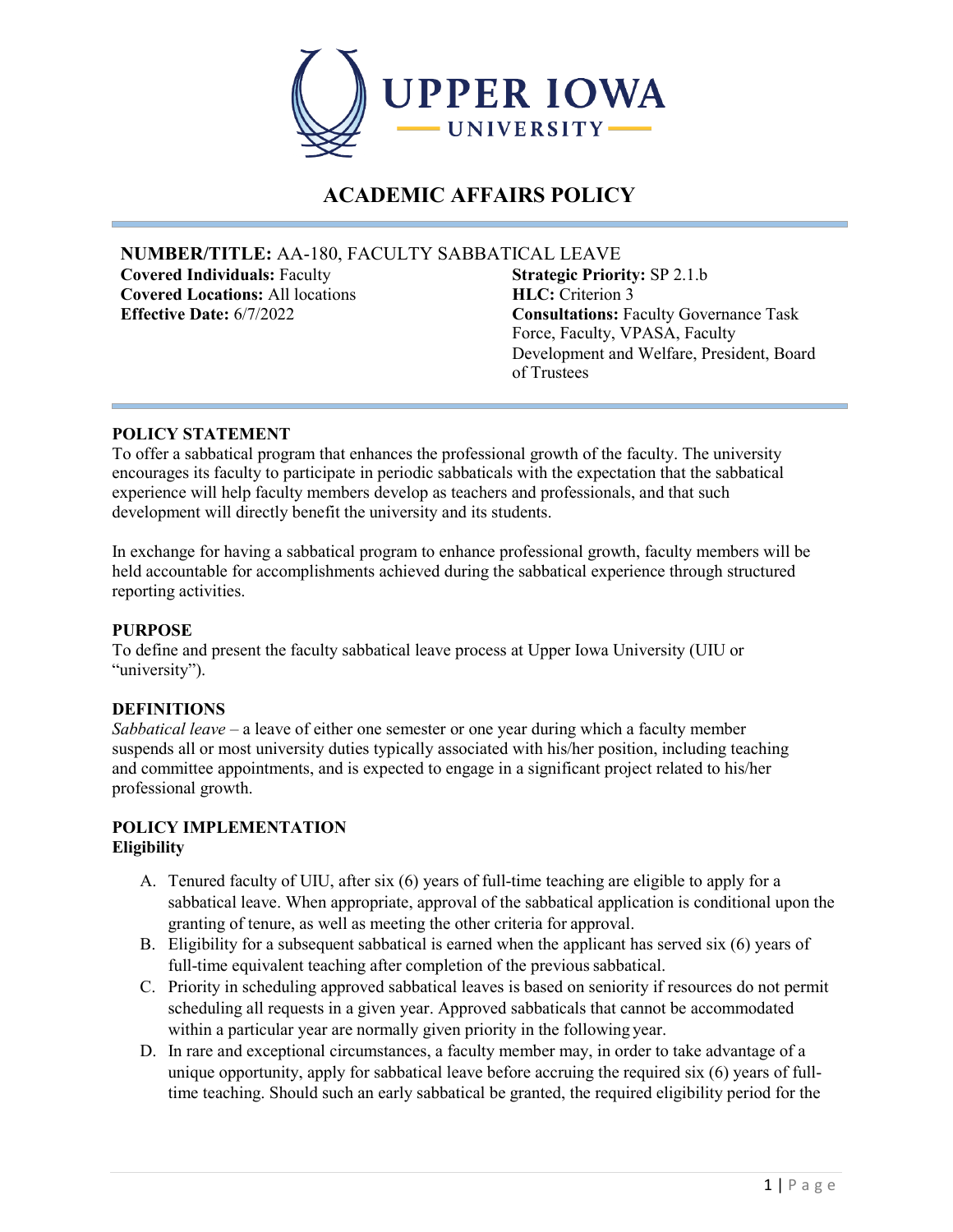# ACADEMIC AFFAIRS POLICY

**NUMBER/TITLE:** AA-180, FACULTY SABBATICAL LEAVE

**Covered Individuals:** Faculty
**Covered Locations:** All locations
**Effective Date:** 6/7/2022
**Strategic Priority:** SP 2.1.b
**HLC:** Criterion 3
**Consultations:** Faculty Governance Task Force, Faculty, VPASA, Faculty Development and Welfare, President, Board of Trustees

## POLICY STATEMENT

To offer a sabbatical program that enhances the professional growth of the faculty. The university encourages its faculty to participate in periodic sabbaticals with the expectation that the sabbatical experience will help faculty members develop as teachers and professionals, and that such development will directly benefit the university and its students.

In exchange for having a sabbatical program to enhance professional growth, faculty members will be held accountable for accomplishments achieved during the sabbatical experience through structured reporting activities.

## PURPOSE

To define and present the faculty sabbatical leave process at Upper Iowa University (UIU or "university").

## DEFINITIONS

*Sabbatical leave* – a leave of either one semester or one year during which a faculty member suspends all or most university duties typically associated with his/her position, including teaching and committee appointments, and is expected to engage in a significant project related to his/her professional growth.

## POLICY IMPLEMENTATION

### Eligibility

A. Tenured faculty of UIU, after six (6) years of full-time teaching are eligible to apply for a sabbatical leave. When appropriate, approval of the sabbatical application is conditional upon the granting of tenure, as well as meeting the other criteria for approval.
B. Eligibility for a subsequent sabbatical is earned when the applicant has served six (6) years of full-time equivalent teaching after completion of the previous sabbatical.
C. Priority in scheduling approved sabbatical leaves is based on seniority if resources do not permit scheduling all requests in a given year. Approved sabbaticals that cannot be accommodated within a particular year are normally given priority in the following year.
D. In rare and exceptional circumstances, a faculty member may, in order to take advantage of a unique opportunity, apply for sabbatical leave before accruing the required six (6) years of full-time teaching. Should such an early sabbatical be granted, the required eligibility period for the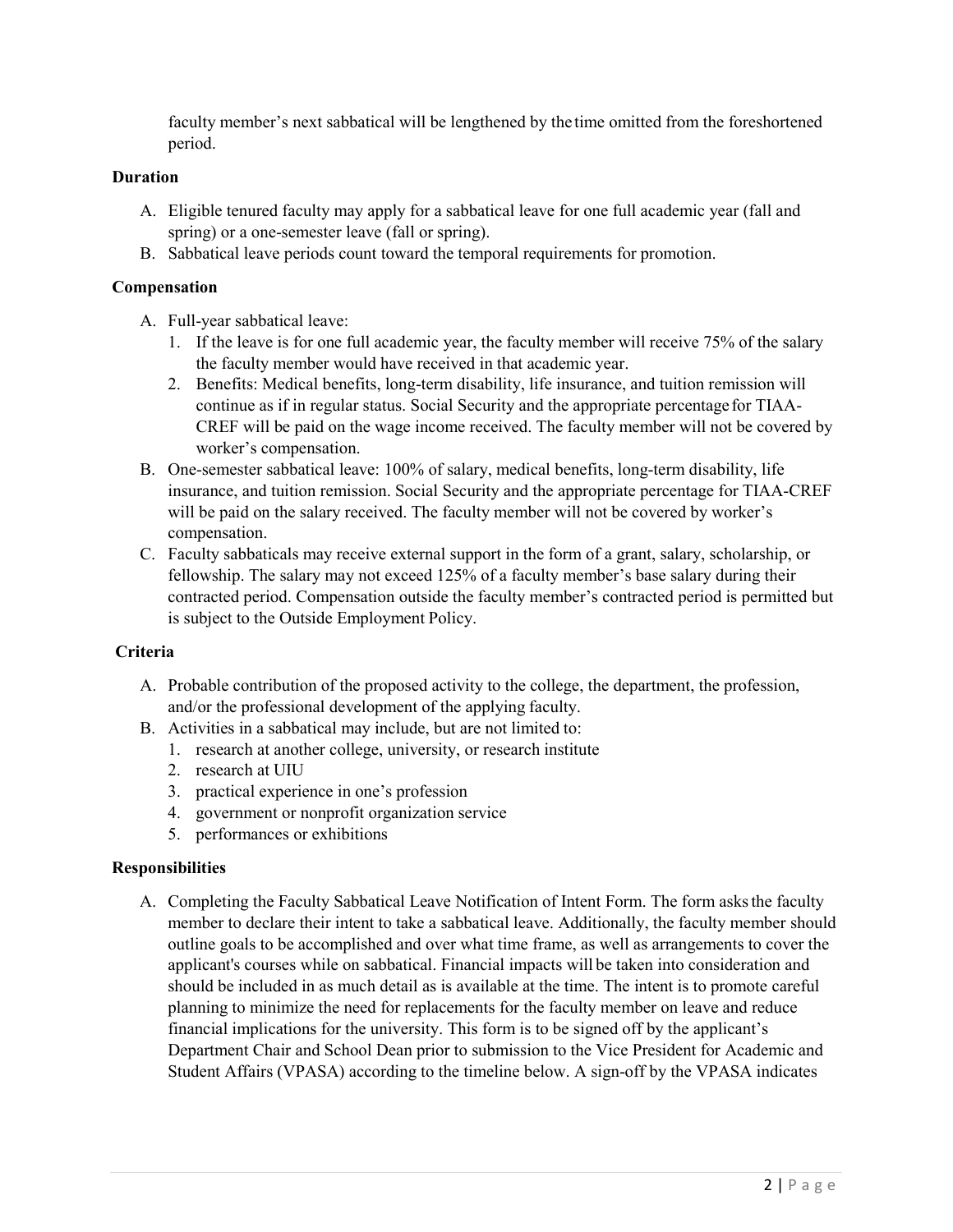faculty member's next sabbatical will be lengthened by the time omitted from the foreshortened period.

**Duration**

A. Eligible tenured faculty may apply for a sabbatical leave for one full academic year (fall and spring) or a one-semester leave (fall or spring).
B. Sabbatical leave periods count toward the temporal requirements for promotion.

**Compensation**

A. Full-year sabbatical leave:
   1. If the leave is for one full academic year, the faculty member will receive 75% of the salary the faculty member would have received in that academic year.
   2. Benefits: Medical benefits, long-term disability, life insurance, and tuition remission will continue as if in regular status. Social Security and the appropriate percentage for TIAA-CREF will be paid on the wage income received. The faculty member will not be covered by worker's compensation.
B. One-semester sabbatical leave: 100% of salary, medical benefits, long-term disability, life insurance, and tuition remission. Social Security and the appropriate percentage for TIAA-CREF will be paid on the salary received. The faculty member will not be covered by worker's compensation.
C. Faculty sabbaticals may receive external support in the form of a grant, salary, scholarship, or fellowship. The salary may not exceed 125% of a faculty member's base salary during their contracted period. Compensation outside the faculty member's contracted period is permitted but is subject to the Outside Employment Policy.

**Criteria**

A. Probable contribution of the proposed activity to the college, the department, the profession, and/or the professional development of the applying faculty.
B. Activities in a sabbatical may include, but are not limited to:
   1. research at another college, university, or research institute
   2. research at UIU
   3. practical experience in one's profession
   4. government or nonprofit organization service
   5. performances or exhibitions

**Responsibilities**

A. Completing the Faculty Sabbatical Leave Notification of Intent Form. The form asks the faculty member to declare their intent to take a sabbatical leave. Additionally, the faculty member should outline goals to be accomplished and over what time frame, as well as arrangements to cover the applicant's courses while on sabbatical. Financial impacts will be taken into consideration and should be included in as much detail as is available at the time. The intent is to promote careful planning to minimize the need for replacements for the faculty member on leave and reduce financial implications for the university. This form is to be signed off by the applicant's Department Chair and School Dean prior to submission to the Vice President for Academic and Student Affairs (VPASA) according to the timeline below. A sign-off by the VPASA indicates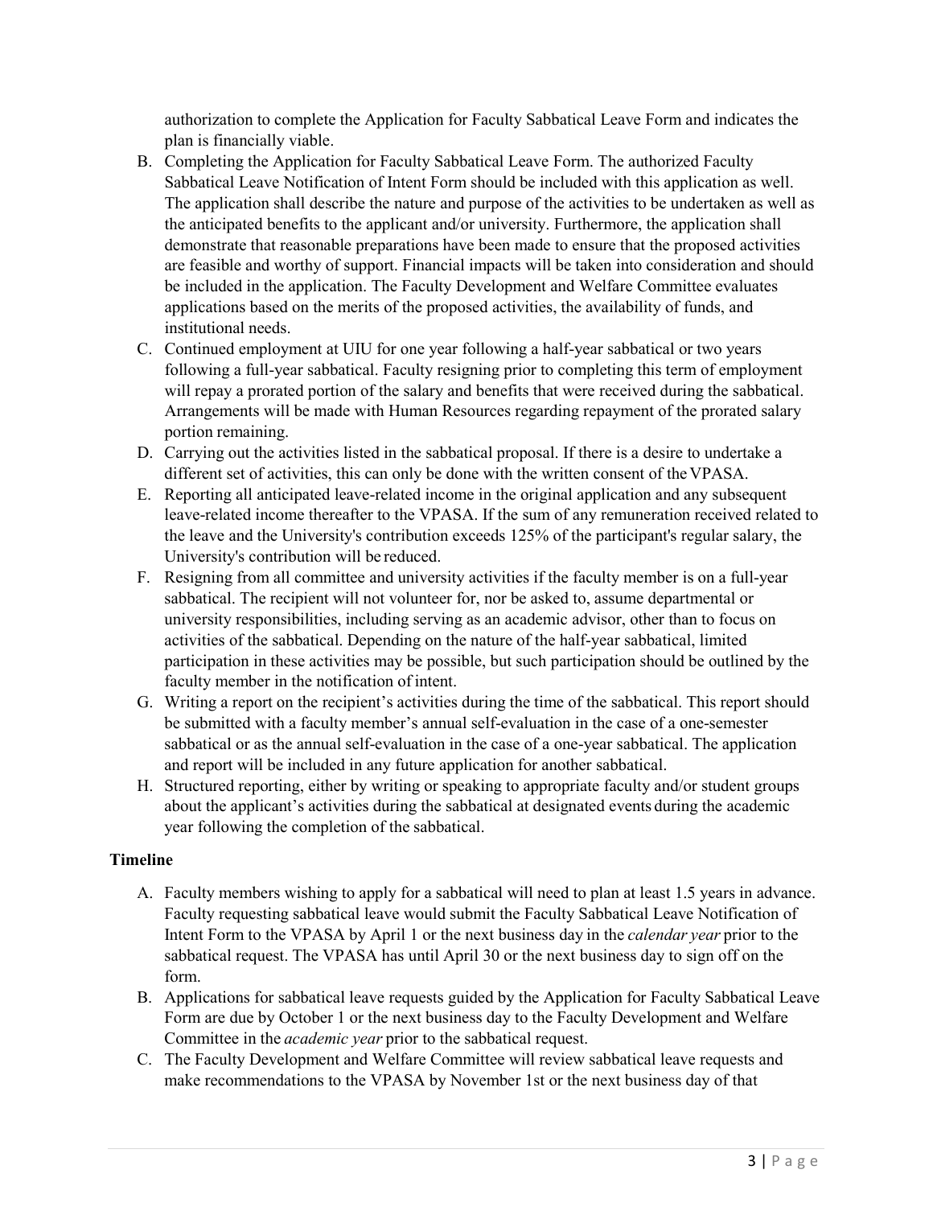authorization to complete the Application for Faculty Sabbatical Leave Form and indicates the plan is financially viable.

B. Completing the Application for Faculty Sabbatical Leave Form. The authorized Faculty Sabbatical Leave Notification of Intent Form should be included with this application as well. The application shall describe the nature and purpose of the activities to be undertaken as well as the anticipated benefits to the applicant and/or university. Furthermore, the application shall demonstrate that reasonable preparations have been made to ensure that the proposed activities are feasible and worthy of support. Financial impacts will be taken into consideration and should be included in the application. The Faculty Development and Welfare Committee evaluates applications based on the merits of the proposed activities, the availability of funds, and institutional needs.

C. Continued employment at UIU for one year following a half-year sabbatical or two years following a full-year sabbatical. Faculty resigning prior to completing this term of employment will repay a prorated portion of the salary and benefits that were received during the sabbatical. Arrangements will be made with Human Resources regarding repayment of the prorated salary portion remaining.

D. Carrying out the activities listed in the sabbatical proposal. If there is a desire to undertake a different set of activities, this can only be done with the written consent of the VPASA.

E. Reporting all anticipated leave-related income in the original application and any subsequent leave-related income thereafter to the VPASA. If the sum of any remuneration received related to the leave and the University's contribution exceeds 125% of the participant's regular salary, the University's contribution will be reduced.

F. Resigning from all committee and university activities if the faculty member is on a full-year sabbatical. The recipient will not volunteer for, nor be asked to, assume departmental or university responsibilities, including serving as an academic advisor, other than to focus on activities of the sabbatical. Depending on the nature of the half-year sabbatical, limited participation in these activities may be possible, but such participation should be outlined by the faculty member in the notification of intent.

G. Writing a report on the recipient's activities during the time of the sabbatical. This report should be submitted with a faculty member's annual self-evaluation in the case of a one-semester sabbatical or as the annual self-evaluation in the case of a one-year sabbatical. The application and report will be included in any future application for another sabbatical.

H. Structured reporting, either by writing or speaking to appropriate faculty and/or student groups about the applicant's activities during the sabbatical at designated events during the academic year following the completion of the sabbatical.

**Timeline**

A. Faculty members wishing to apply for a sabbatical will need to plan at least 1.5 years in advance. Faculty requesting sabbatical leave would submit the Faculty Sabbatical Leave Notification of Intent Form to the VPASA by April 1 or the next business day in the *calendar year* prior to the sabbatical request. The VPASA has until April 30 or the next business day to sign off on the form.

B. Applications for sabbatical leave requests guided by the Application for Faculty Sabbatical Leave Form are due by October 1 or the next business day to the Faculty Development and Welfare Committee in the *academic year* prior to the sabbatical request.

C. The Faculty Development and Welfare Committee will review sabbatical leave requests and make recommendations to the VPASA by November 1st or the next business day of that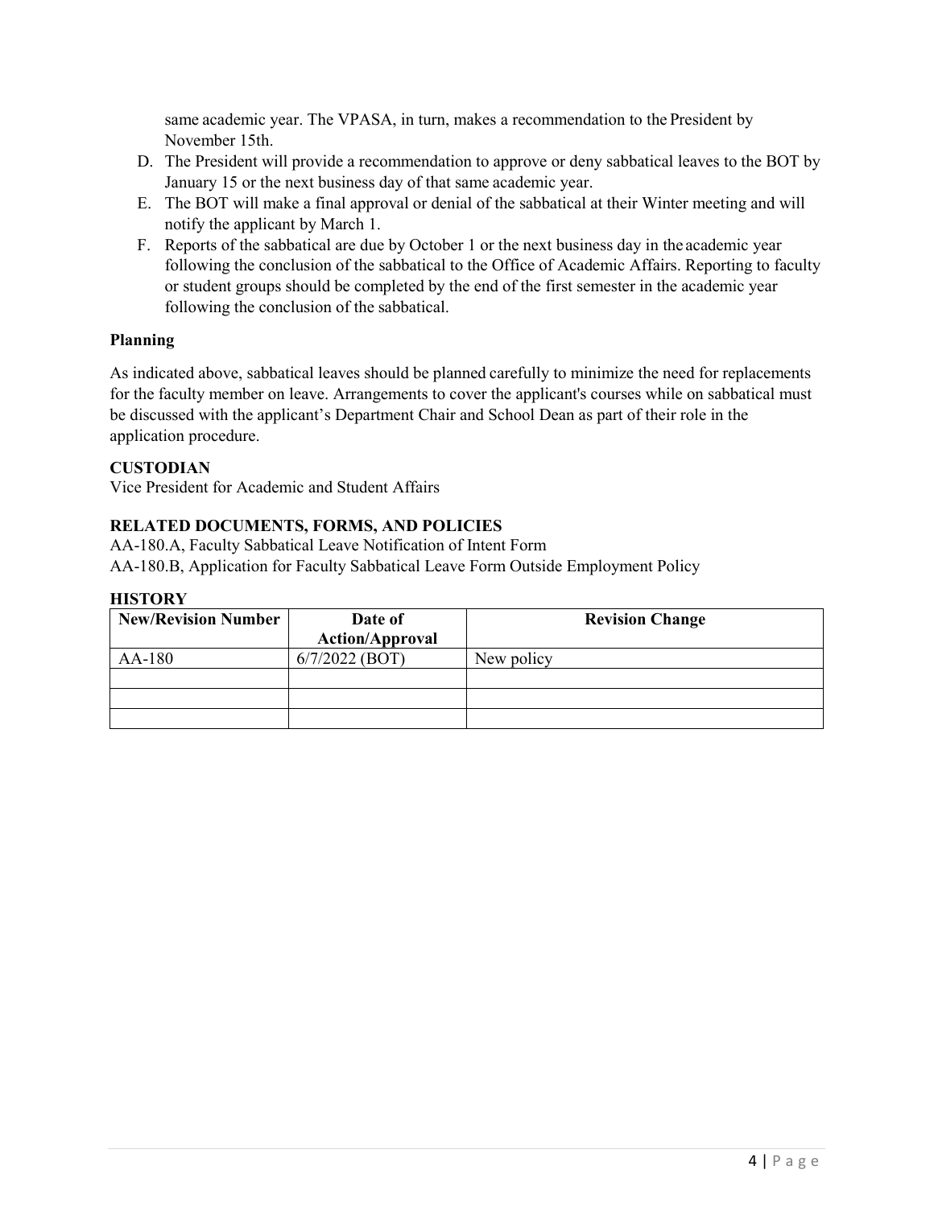same academic year. The VPASA, in turn, makes a recommendation to the President by November 15th.

D. The President will provide a recommendation to approve or deny sabbatical leaves to the BOT by January 15 or the next business day of that same academic year.
E. The BOT will make a final approval or denial of the sabbatical at their Winter meeting and will notify the applicant by March 1.
F. Reports of the sabbatical are due by October 1 or the next business day in the academic year following the conclusion of the sabbatical to the Office of Academic Affairs. Reporting to faculty or student groups should be completed by the end of the first semester in the academic year following the conclusion of the sabbatical.

**Planning**

As indicated above, sabbatical leaves should be planned carefully to minimize the need for replacements for the faculty member on leave. Arrangements to cover the applicant's courses while on sabbatical must be discussed with the applicant's Department Chair and School Dean as part of their role in the application procedure.

**CUSTODIAN**

Vice President for Academic and Student Affairs

**RELATED DOCUMENTS, FORMS, AND POLICIES**

AA-180.A, Faculty Sabbatical Leave Notification of Intent Form
AA-180.B, Application for Faculty Sabbatical Leave Form Outside Employment Policy

**HISTORY**

| New/Revision Number | Date of Action/Approval | Revision Change |
|---|---|---|
| AA-180 | 6/7/2022 (BOT) | New policy |
| | | |
| | | |
| | | |